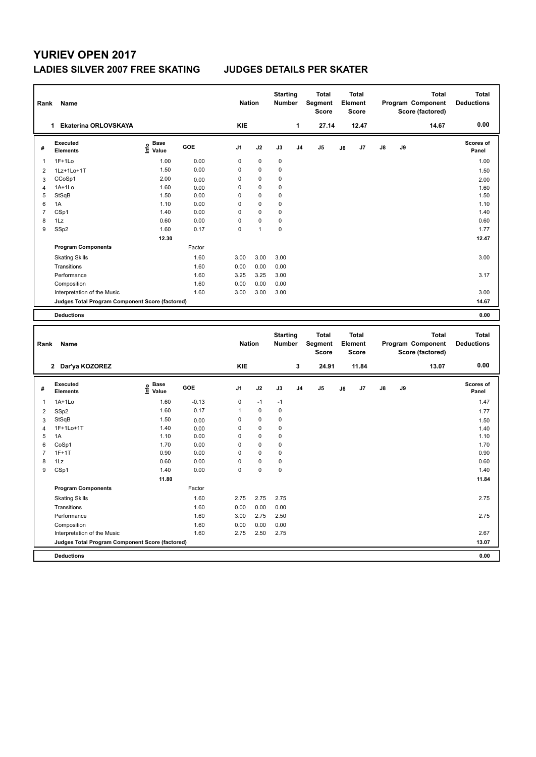# YURIEV OPEN 2017

## LADIES SILVER 2007 FREE SKATING JUDGES DETAILS PER SKATER

| Rank | Name | Nation | Starting Number | Total Segment Score | Total Element Score | Total Program Component Score (factored) | Total Deductions |
|---|---|---|---|---|---|---|---|
| 1 | Ekaterina ORLOVSKAYA | KIE | 1 | 27.14 | 12.47 | 14.67 | 0.00 |

| # | Executed Elements | Info | Base Value | GOE | J1 | J2 | J3 | J4 | J5 | J6 | J7 | J8 | J9 | Scores of Panel |
|---|---|---|---|---|---|---|---|---|---|---|---|---|---|---|
| 1 | 1F+1Lo | | 1.00 | 0.00 | 0 | 0 | 0 | | | | | | | 1.00 |
| 2 | 1Lz+1Lo+1T | | 1.50 | 0.00 | 0 | 0 | 0 | | | | | | | 1.50 |
| 3 | CCoSp1 | | 2.00 | 0.00 | 0 | 0 | 0 | | | | | | | 2.00 |
| 4 | 1A+1Lo | | 1.60 | 0.00 | 0 | 0 | 0 | | | | | | | 1.60 |
| 5 | StSqB | | 1.50 | 0.00 | 0 | 0 | 0 | | | | | | | 1.50 |
| 6 | 1A | | 1.10 | 0.00 | 0 | 0 | 0 | | | | | | | 1.10 |
| 7 | CSp1 | | 1.40 | 0.00 | 0 | 0 | 0 | | | | | | | 1.40 |
| 8 | 1Lz | | 0.60 | 0.00 | 0 | 0 | 0 | | | | | | | 0.60 |
| 9 | SSp2 | | 1.60 | 0.17 | 0 | 1 | 0 | | | | | | | 1.77 |
| | | | 12.30 | | | | | | | | | | | 12.47 |
| | **Program Components** | | | Factor | | | | | | | | | | |
| | Skating Skills | | | 1.60 | 3.00 | 3.00 | 3.00 | | | | | | | 3.00 |
| | Transitions | | | 1.60 | 0.00 | 0.00 | 0.00 | | | | | | | |
| | Performance | | | 1.60 | 3.25 | 3.25 | 3.00 | | | | | | | 3.17 |
| | Composition | | | 1.60 | 0.00 | 0.00 | 0.00 | | | | | | | |
| | Interpretation of the Music | | | 1.60 | 3.00 | 3.00 | 3.00 | | | | | | | 3.00 |
| | **Judges Total Program Component Score (factored)** | | | | | | | | | | | | | 14.67 |
| | **Deductions** | | | | | | | | | | | | | 0.00 |

| Rank | Name | Nation | Starting Number | Total Segment Score | Total Element Score | Total Program Component Score (factored) | Total Deductions |
|---|---|---|---|---|---|---|---|
| 2 | Dar'ya KOZOREZ | KIE | 3 | 24.91 | 11.84 | 13.07 | 0.00 |

| # | Executed Elements | Info | Base Value | GOE | J1 | J2 | J3 | J4 | J5 | J6 | J7 | J8 | J9 | Scores of Panel |
|---|---|---|---|---|---|---|---|---|---|---|---|---|---|---|
| 1 | 1A+1Lo | | 1.60 | -0.13 | 0 | -1 | -1 | | | | | | | 1.47 |
| 2 | SSp2 | | 1.60 | 0.17 | 1 | 0 | 0 | | | | | | | 1.77 |
| 3 | StSqB | | 1.50 | 0.00 | 0 | 0 | 0 | | | | | | | 1.50 |
| 4 | 1F+1Lo+1T | | 1.40 | 0.00 | 0 | 0 | 0 | | | | | | | 1.40 |
| 5 | 1A | | 1.10 | 0.00 | 0 | 0 | 0 | | | | | | | 1.10 |
| 6 | CoSp1 | | 1.70 | 0.00 | 0 | 0 | 0 | | | | | | | 1.70 |
| 7 | 1F+1T | | 0.90 | 0.00 | 0 | 0 | 0 | | | | | | | 0.90 |
| 8 | 1Lz | | 0.60 | 0.00 | 0 | 0 | 0 | | | | | | | 0.60 |
| 9 | CSp1 | | 1.40 | 0.00 | 0 | 0 | 0 | | | | | | | 1.40 |
| | | | 11.80 | | | | | | | | | | | 11.84 |
| | **Program Components** | | | Factor | | | | | | | | | | |
| | Skating Skills | | | 1.60 | 2.75 | 2.75 | 2.75 | | | | | | | 2.75 |
| | Transitions | | | 1.60 | 0.00 | 0.00 | 0.00 | | | | | | | |
| | Performance | | | 1.60 | 3.00 | 2.75 | 2.50 | | | | | | | 2.75 |
| | Composition | | | 1.60 | 0.00 | 0.00 | 0.00 | | | | | | | |
| | Interpretation of the Music | | | 1.60 | 2.75 | 2.50 | 2.75 | | | | | | | 2.67 |
| | **Judges Total Program Component Score (factored)** | | | | | | | | | | | | | 13.07 |
| | **Deductions** | | | | | | | | | | | | | 0.00 |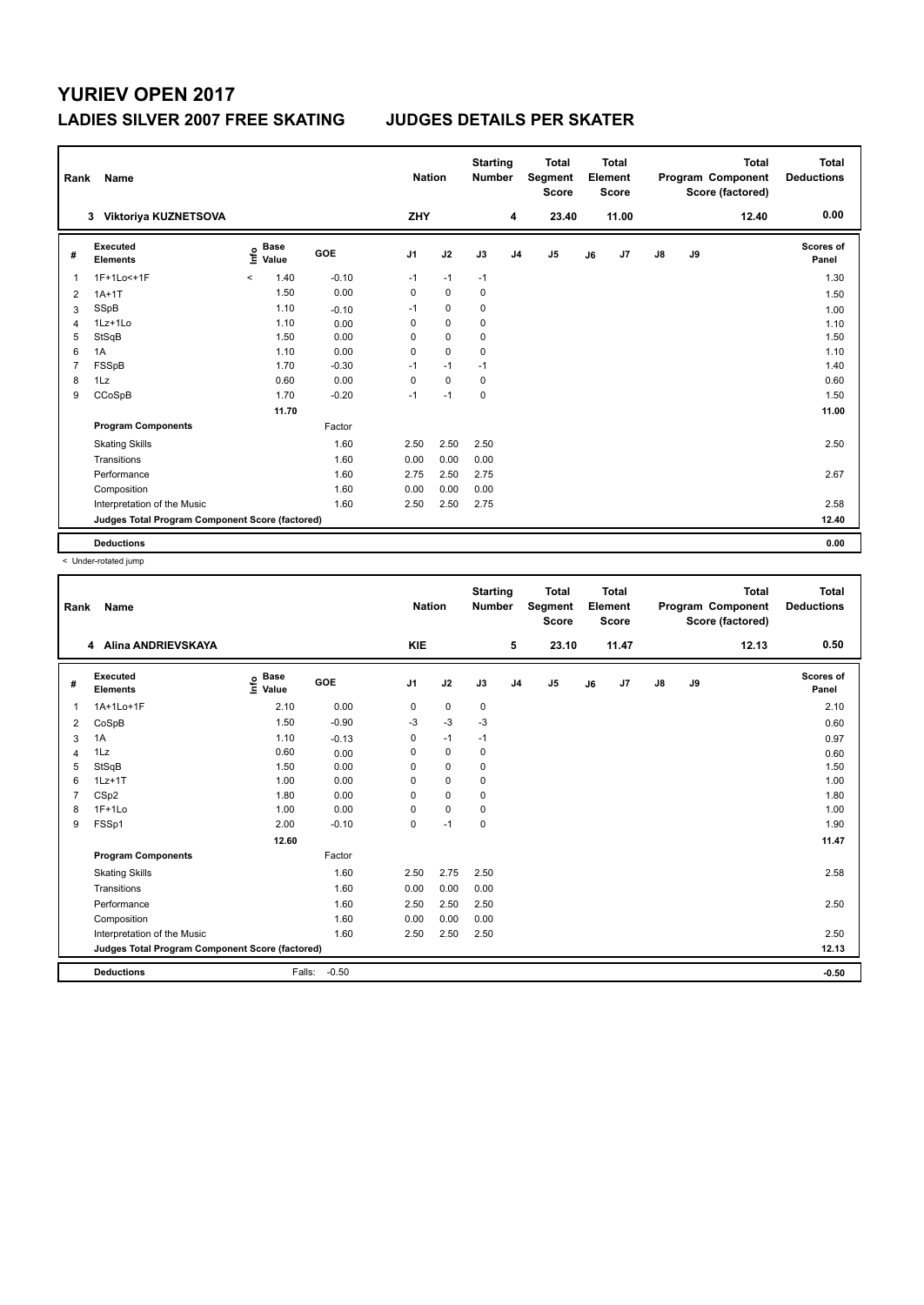# YURIEV OPEN 2017

## LADIES SILVER 2007 FREE SKATING — JUDGES DETAILS PER SKATER

| Rank | Name | Nation | Starting Number | Total Segment Score | Total Element Score | Total Program Component Score (factored) | Total Deductions |
|---|---|---|---|---|---|---|---|
| 3 | Viktoriya KUZNETSOVA | ZHY | 4 | 23.40 | 11.00 | 12.40 | 0.00 |

| # | Executed Elements | Info | Base Value | GOE | J1 | J2 | J3 | J4 | J5 | J6 | J7 | J8 | J9 | Scores of Panel |
|---|---|---|---|---|---|---|---|---|---|---|---|---|---|---|
| 1 | 1F+1Lo<+1F | < | 1.40 | -0.10 | -1 | -1 | -1 | | | | | | | 1.30 |
| 2 | 1A+1T | | 1.50 | 0.00 | 0 | 0 | 0 | | | | | | | 1.50 |
| 3 | SSpB | | 1.10 | -0.10 | -1 | 0 | 0 | | | | | | | 1.00 |
| 4 | 1Lz+1Lo | | 1.10 | 0.00 | 0 | 0 | 0 | | | | | | | 1.10 |
| 5 | StSqB | | 1.50 | 0.00 | 0 | 0 | 0 | | | | | | | 1.50 |
| 6 | 1A | | 1.10 | 0.00 | 0 | 0 | 0 | | | | | | | 1.10 |
| 7 | FSSpB | | 1.70 | -0.30 | -1 | -1 | -1 | | | | | | | 1.40 |
| 8 | 1Lz | | 0.60 | 0.00 | 0 | 0 | 0 | | | | | | | 0.60 |
| 9 | CCoSpB | | 1.70 | -0.20 | -1 | -1 | 0 | | | | | | | 1.50 |
| | | | 11.70 | | | | | | | | | | | 11.00 |
| | **Program Components** | | | Factor | | | | | | | | | | |
| | Skating Skills | | | 1.60 | 2.50 | 2.50 | 2.50 | | | | | | | 2.50 |
| | Transitions | | | 1.60 | 0.00 | 0.00 | 0.00 | | | | | | | |
| | Performance | | | 1.60 | 2.75 | 2.50 | 2.75 | | | | | | | 2.67 |
| | Composition | | | 1.60 | 0.00 | 0.00 | 0.00 | | | | | | | |
| | Interpretation of the Music | | | 1.60 | 2.50 | 2.50 | 2.75 | | | | | | | 2.58 |
| | **Judges Total Program Component Score (factored)** | | | | | | | | | | | | | 12.40 |
| | **Deductions** | | | | | | | | | | | | | 0.00 |

< Under-rotated jump

| Rank | Name | Nation | Starting Number | Total Segment Score | Total Element Score | Total Program Component Score (factored) | Total Deductions |
|---|---|---|---|---|---|---|---|
| 4 | Alina ANDRIEVSKAYA | KIE | 5 | 23.10 | 11.47 | 12.13 | 0.50 |

| # | Executed Elements | Info | Base Value | GOE | J1 | J2 | J3 | J4 | J5 | J6 | J7 | J8 | J9 | Scores of Panel |
|---|---|---|---|---|---|---|---|---|---|---|---|---|---|---|
| 1 | 1A+1Lo+1F | | 2.10 | 0.00 | 0 | 0 | 0 | | | | | | | 2.10 |
| 2 | CoSpB | | 1.50 | -0.90 | -3 | -3 | -3 | | | | | | | 0.60 |
| 3 | 1A | | 1.10 | -0.13 | 0 | -1 | -1 | | | | | | | 0.97 |
| 4 | 1Lz | | 0.60 | 0.00 | 0 | 0 | 0 | | | | | | | 0.60 |
| 5 | StSqB | | 1.50 | 0.00 | 0 | 0 | 0 | | | | | | | 1.50 |
| 6 | 1Lz+1T | | 1.00 | 0.00 | 0 | 0 | 0 | | | | | | | 1.00 |
| 7 | CSp2 | | 1.80 | 0.00 | 0 | 0 | 0 | | | | | | | 1.80 |
| 8 | 1F+1Lo | | 1.00 | 0.00 | 0 | 0 | 0 | | | | | | | 1.00 |
| 9 | FSSp1 | | 2.00 | -0.10 | 0 | -1 | 0 | | | | | | | 1.90 |
| | | | 12.60 | | | | | | | | | | | 11.47 |
| | **Program Components** | | | Factor | | | | | | | | | | |
| | Skating Skills | | | 1.60 | 2.50 | 2.75 | 2.50 | | | | | | | 2.58 |
| | Transitions | | | 1.60 | 0.00 | 0.00 | 0.00 | | | | | | | |
| | Performance | | | 1.60 | 2.50 | 2.50 | 2.50 | | | | | | | 2.50 |
| | Composition | | | 1.60 | 0.00 | 0.00 | 0.00 | | | | | | | |
| | Interpretation of the Music | | | 1.60 | 2.50 | 2.50 | 2.50 | | | | | | | 2.50 |
| | **Judges Total Program Component Score (factored)** | | | | | | | | | | | | | 12.13 |
| | **Deductions** | | Falls: | -0.50 | | | | | | | | | | -0.50 |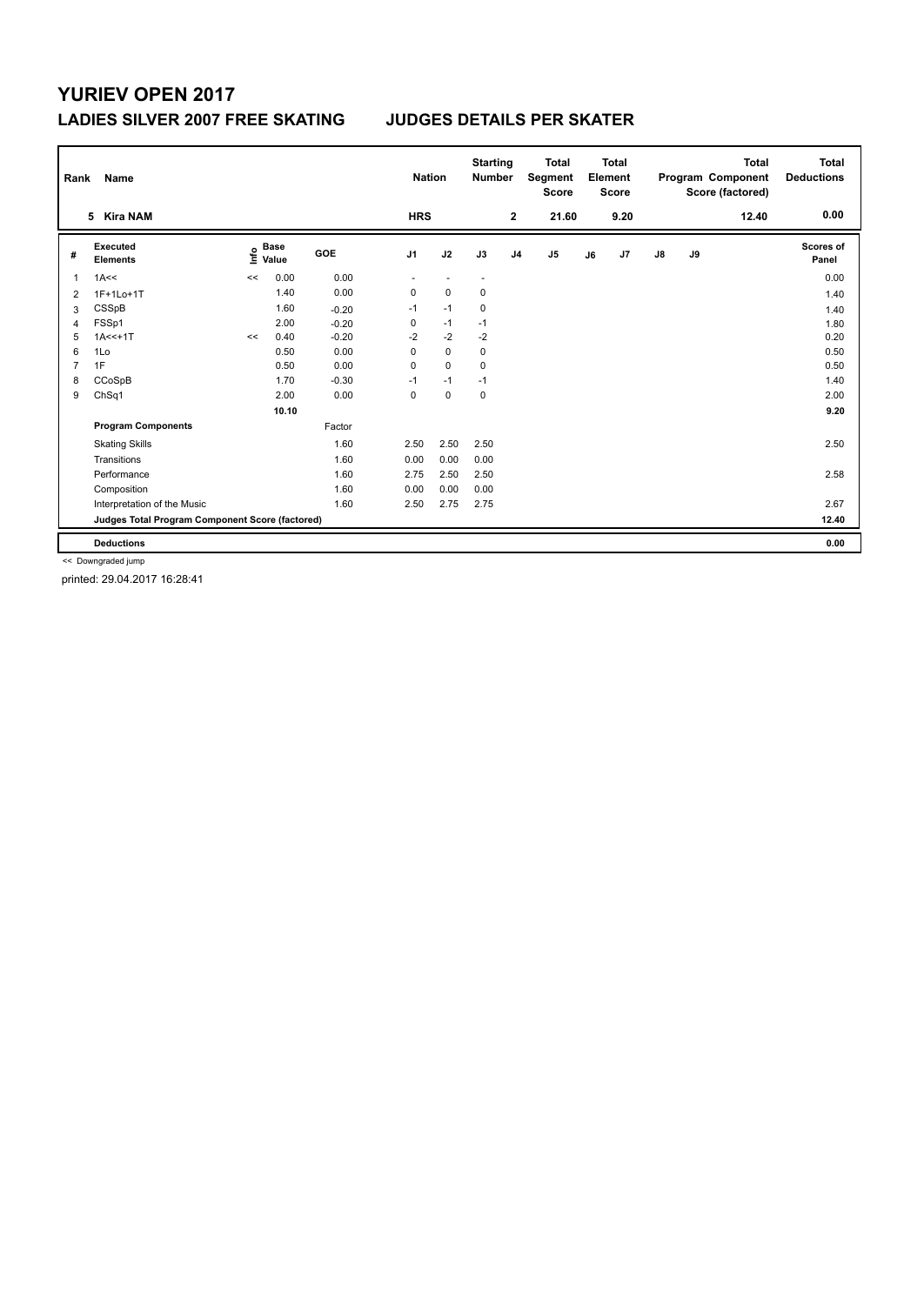# YURIEV OPEN 2017

## LADIES SILVER 2007 FREE SKATING JUDGES DETAILS PER SKATER

| Rank | Name | Nation | Starting Number | Total Segment Score | Total Element Score | Total Program Component Score (factored) | Total Deductions |
|---|---|---|---|---|---|---|---|
| 5 | Kira NAM | HRS | 2 | 21.60 | 9.20 | 12.40 | 0.00 |

| # | Executed Elements | Info | Base Value | GOE | J1 | J2 | J3 | J4 | J5 | J6 | J7 | J8 | J9 | Scores of Panel |
|---|---|---|---|---|---|---|---|---|---|---|---|---|---|---|
| 1 | 1A<< | << | 0.00 | 0.00 | - | - | - | | | | | | | 0.00 |
| 2 | 1F+1Lo+1T | | 1.40 | 0.00 | 0 | 0 | 0 | | | | | | | 1.40 |
| 3 | CSSpB | | 1.60 | -0.20 | -1 | -1 | 0 | | | | | | | 1.40 |
| 4 | FSSp1 | | 2.00 | -0.20 | 0 | -1 | -1 | | | | | | | 1.80 |
| 5 | 1A<<+1T | << | 0.40 | -0.20 | -2 | -2 | -2 | | | | | | | 0.20 |
| 6 | 1Lo | | 0.50 | 0.00 | 0 | 0 | 0 | | | | | | | 0.50 |
| 7 | 1F | | 0.50 | 0.00 | 0 | 0 | 0 | | | | | | | 0.50 |
| 8 | CCoSpB | | 1.70 | -0.30 | -1 | -1 | -1 | | | | | | | 1.40 |
| 9 | ChSq1 | | 2.00 | 0.00 | 0 | 0 | 0 | | | | | | | 2.00 |
| | | | 10.10 | | | | | | | | | | | 9.20 |
| | **Program Components** | | | Factor | | | | | | | | | | |
| | Skating Skills | | | 1.60 | 2.50 | 2.50 | 2.50 | | | | | | | 2.50 |
| | Transitions | | | 1.60 | 0.00 | 0.00 | 0.00 | | | | | | | |
| | Performance | | | 1.60 | 2.75 | 2.50 | 2.50 | | | | | | | 2.58 |
| | Composition | | | 1.60 | 0.00 | 0.00 | 0.00 | | | | | | | |
| | Interpretation of the Music | | | 1.60 | 2.50 | 2.75 | 2.75 | | | | | | | 2.67 |
| | **Judges Total Program Component Score (factored)** | | | | | | | | | | | | | 12.40 |
| | **Deductions** | | | | | | | | | | | | | 0.00 |

<< Downgraded jump

printed: 29.04.2017 16:28:41